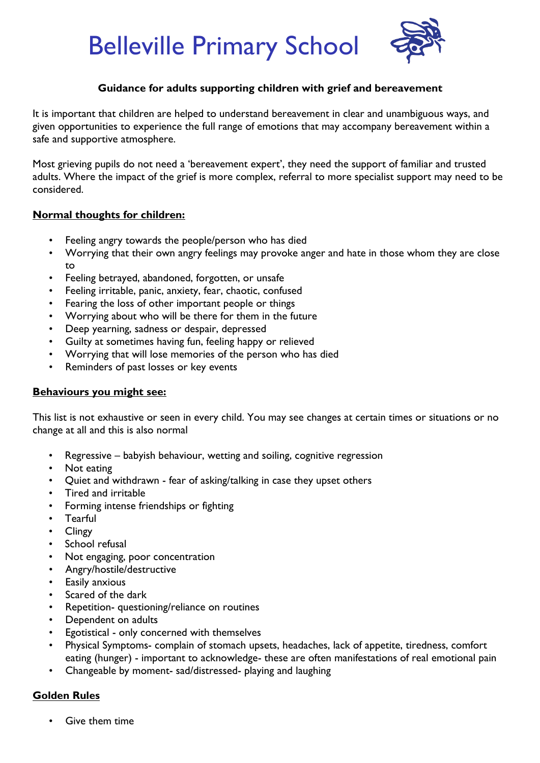# Belleville Primary School

**Guidance for adults supporting children with grief and bereavement**

It is important that children are helped to understand bereavement in clear and unambiguous ways, and given opportunities to experience the full range of emotions that may accompany bereavement within a safe and supportive atmosphere.

Most grieving pupils do not need a 'bereavement expert', they need the support of familiar and trusted adults. Where the impact of the grief is more complex, referral to more specialist support may need to be considered.

## Normal thoughts for children:

- Feeling angry towards the people/person who has died
- Worrying that their own angry feelings may provoke anger and hate in those whom they are close to
- Feeling betrayed, abandoned, forgotten, or unsafe
- Feeling irritable, panic, anxiety, fear, chaotic, confused
- Fearing the loss of other important people or things
- Worrying about who will be there for them in the future
- Deep yearning, sadness or despair, depressed
- Guilty at sometimes having fun, feeling happy or relieved
- Worrying that will lose memories of the person who has died
- Reminders of past losses or key events

## Behaviours you might see:

This list is not exhaustive or seen in every child. You may see changes at certain times or situations or no change at all and this is also normal

- Regressive – babyish behaviour, wetting and soiling, cognitive regression
- Not eating
- Quiet and withdrawn - fear of asking/talking in case they upset others
- Tired and irritable
- Forming intense friendships or fighting
- Tearful
- Clingy
- School refusal
- Not engaging, poor concentration
- Angry/hostile/destructive
- Easily anxious
- Scared of the dark
- Repetition- questioning/reliance on routines
- Dependent on adults
- Egotistical - only concerned with themselves
- Physical Symptoms- complain of stomach upsets, headaches, lack of appetite, tiredness, comfort eating (hunger) - important to acknowledge- these are often manifestations of real emotional pain
- Changeable by moment- sad/distressed- playing and laughing

## Golden Rules

- Give them time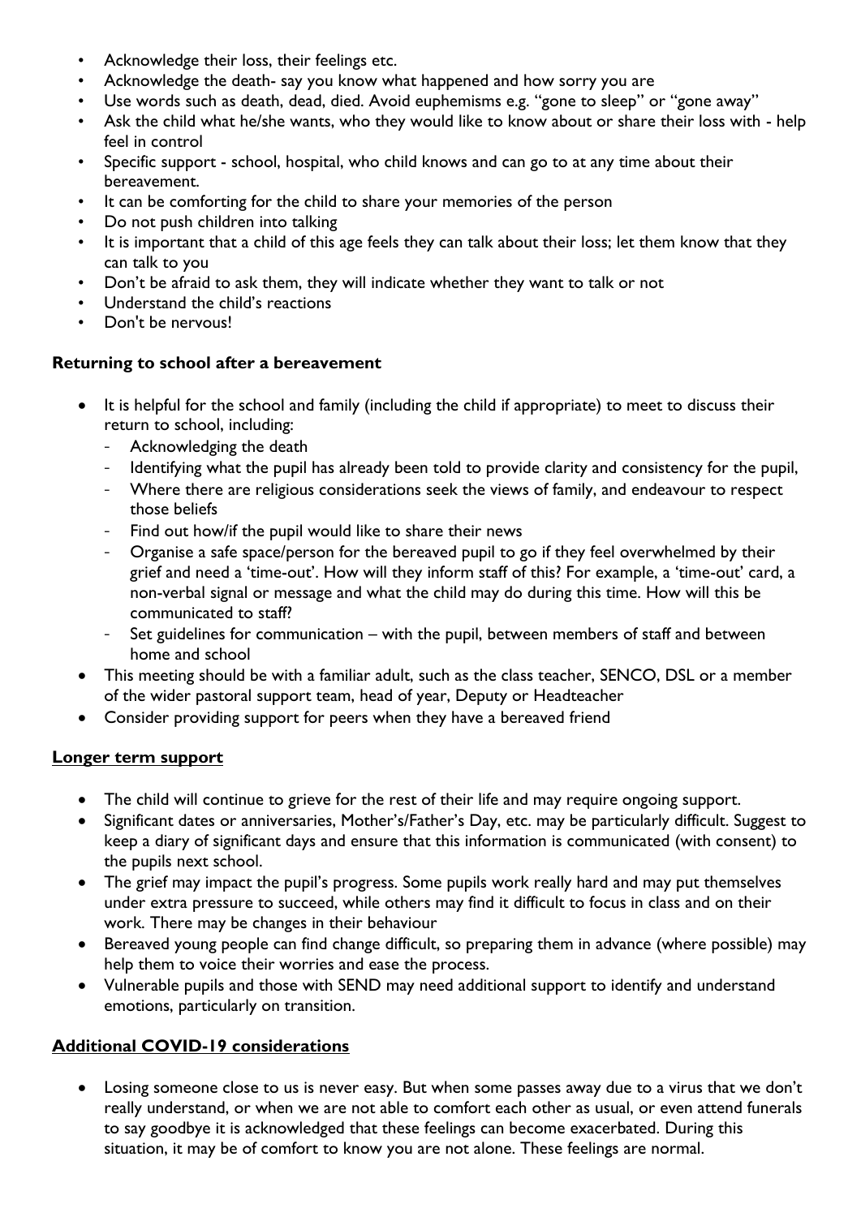- Acknowledge their loss, their feelings etc.
- Acknowledge the death- say you know what happened and how sorry you are
- Use words such as death, dead, died. Avoid euphemisms e.g. "gone to sleep" or "gone away"
- Ask the child what he/she wants, who they would like to know about or share their loss with - help feel in control
- Specific support - school, hospital, who child knows and can go to at any time about their bereavement.
- It can be comforting for the child to share your memories of the person
- Do not push children into talking
- It is important that a child of this age feels they can talk about their loss; let them know that they can talk to you
- Don't be afraid to ask them, they will indicate whether they want to talk or not
- Understand the child's reactions
- Don't be nervous!

**Returning to school after a bereavement**

- It is helpful for the school and family (including the child if appropriate) to meet to discuss their return to school, including:
  - Acknowledging the death
  - Identifying what the pupil has already been told to provide clarity and consistency for the pupil,
  - Where there are religious considerations seek the views of family, and endeavour to respect those beliefs
  - Find out how/if the pupil would like to share their news
  - Organise a safe space/person for the bereaved pupil to go if they feel overwhelmed by their grief and need a 'time-out'. How will they inform staff of this? For example, a 'time-out' card, a non-verbal signal or message and what the child may do during this time. How will this be communicated to staff?
  - Set guidelines for communication – with the pupil, between members of staff and between home and school
- This meeting should be with a familiar adult, such as the class teacher, SENCO, DSL or a member of the wider pastoral support team, head of year, Deputy or Headteacher
- Consider providing support for peers when they have a bereaved friend

**Longer term support**

- The child will continue to grieve for the rest of their life and may require ongoing support.
- Significant dates or anniversaries, Mother's/Father's Day, etc. may be particularly difficult. Suggest to keep a diary of significant days and ensure that this information is communicated (with consent) to the pupils next school.
- The grief may impact the pupil's progress. Some pupils work really hard and may put themselves under extra pressure to succeed, while others may find it difficult to focus in class and on their work. There may be changes in their behaviour
- Bereaved young people can find change difficult, so preparing them in advance (where possible) may help them to voice their worries and ease the process.
- Vulnerable pupils and those with SEND may need additional support to identify and understand emotions, particularly on transition.

**Additional COVID-19 considerations**

- Losing someone close to us is never easy. But when some passes away due to a virus that we don't really understand, or when we are not able to comfort each other as usual, or even attend funerals to say goodbye it is acknowledged that these feelings can become exacerbated. During this situation, it may be of comfort to know you are not alone. These feelings are normal.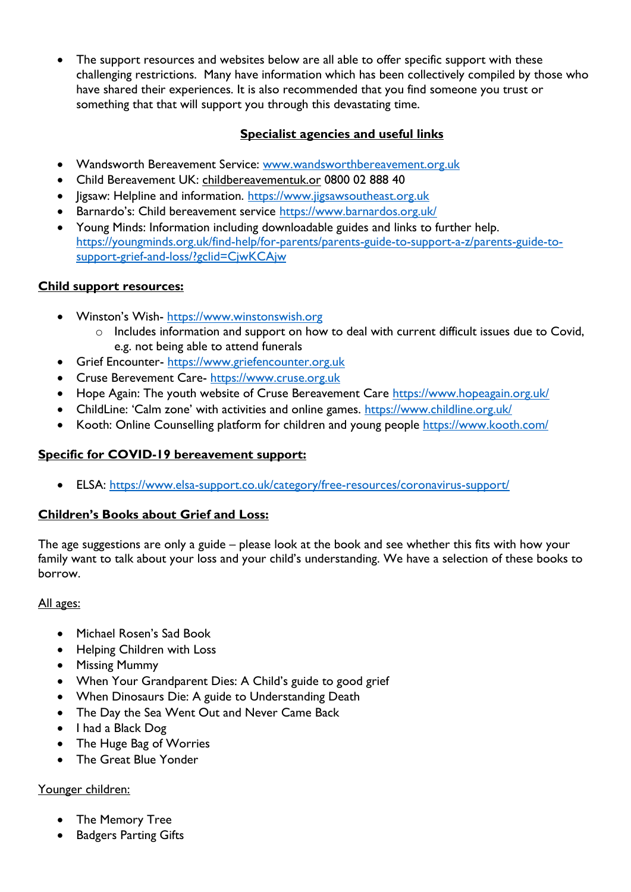- The support resources and websites below are all able to offer specific support with these challenging restrictions. Many have information which has been collectively compiled by those who have shared their experiences. It is also recommended that you find someone you trust or something that that will support you through this devastating time.

## Specialist agencies and useful links

- Wandsworth Bereavement Service: www.wandsworthbereavement.org.uk
- Child Bereavement UK: childbereavementuk.or 0800 02 888 40
- Jigsaw: Helpline and information. https://www.jigsawsoutheast.org.uk
- Barnardo's: Child bereavement service https://www.barnardos.org.uk/
- Young Minds: Information including downloadable guides and links to further help. https://youngminds.org.uk/find-help/for-parents/parents-guide-to-support-a-z/parents-guide-to-support-grief-and-loss/?gclid=CjwKCAjw

## Child support resources:

- Winston's Wish- https://www.winstonswish.org
  - Includes information and support on how to deal with current difficult issues due to Covid, e.g. not being able to attend funerals
- Grief Encounter- https://www.griefencounter.org.uk
- Cruse Berevement Care- https://www.cruse.org.uk
- Hope Again: The youth website of Cruse Bereavement Care https://www.hopeagain.org.uk/
- ChildLine: 'Calm zone' with activities and online games. https://www.childline.org.uk/
- Kooth: Online Counselling platform for children and young people https://www.kooth.com/

## Specific for COVID-19 bereavement support:

- ELSA: https://www.elsa-support.co.uk/category/free-resources/coronavirus-support/

## Children's Books about Grief and Loss:

The age suggestions are only a guide – please look at the book and see whether this fits with how your family want to talk about your loss and your child's understanding. We have a selection of these books to borrow.

### All ages:

- Michael Rosen's Sad Book
- Helping Children with Loss
- Missing Mummy
- When Your Grandparent Dies: A Child's guide to good grief
- When Dinosaurs Die: A guide to Understanding Death
- The Day the Sea Went Out and Never Came Back
- I had a Black Dog
- The Huge Bag of Worries
- The Great Blue Yonder

### Younger children:

- The Memory Tree
- Badgers Parting Gifts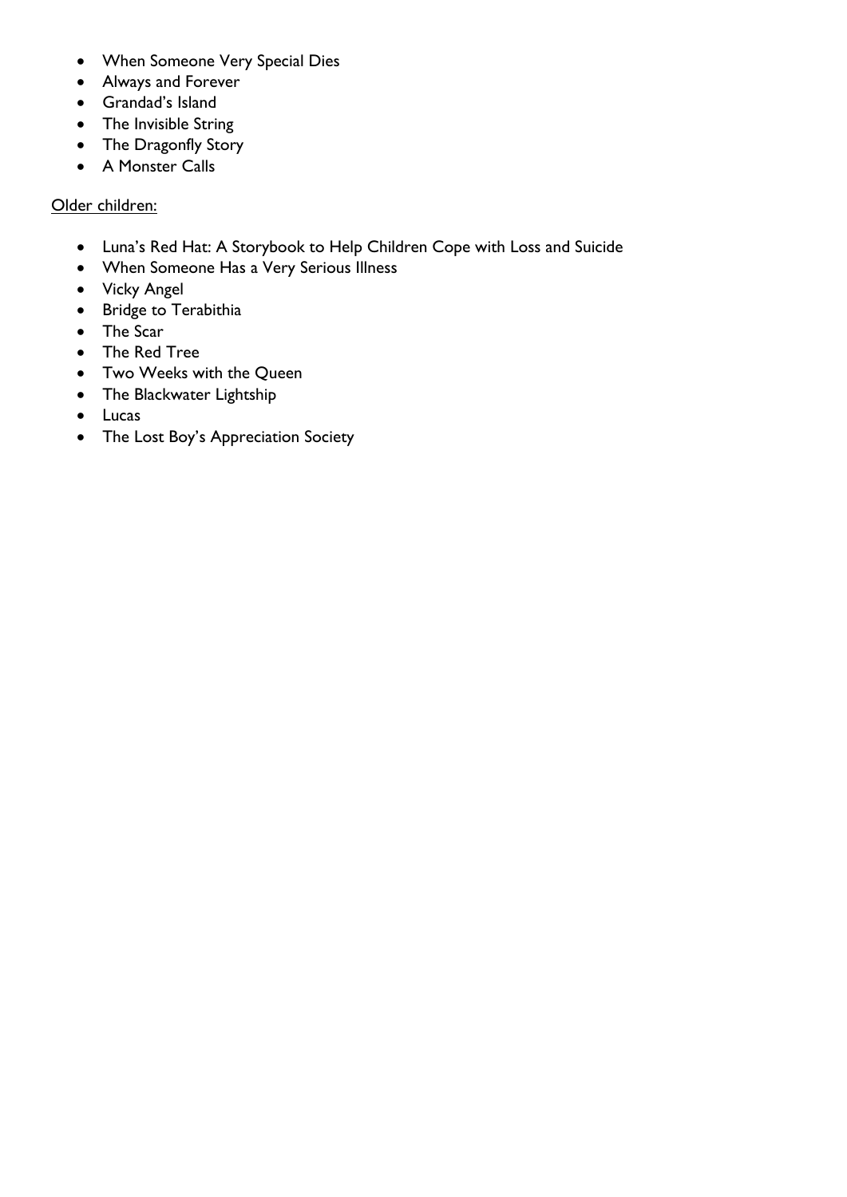- When Someone Very Special Dies
- Always and Forever
- Grandad's Island
- The Invisible String
- The Dragonfly Story
- A Monster Calls

Older children:

- Luna's Red Hat: A Storybook to Help Children Cope with Loss and Suicide
- When Someone Has a Very Serious Illness
- Vicky Angel
- Bridge to Terabithia
- The Scar
- The Red Tree
- Two Weeks with the Queen
- The Blackwater Lightship
- Lucas
- The Lost Boy's Appreciation Society